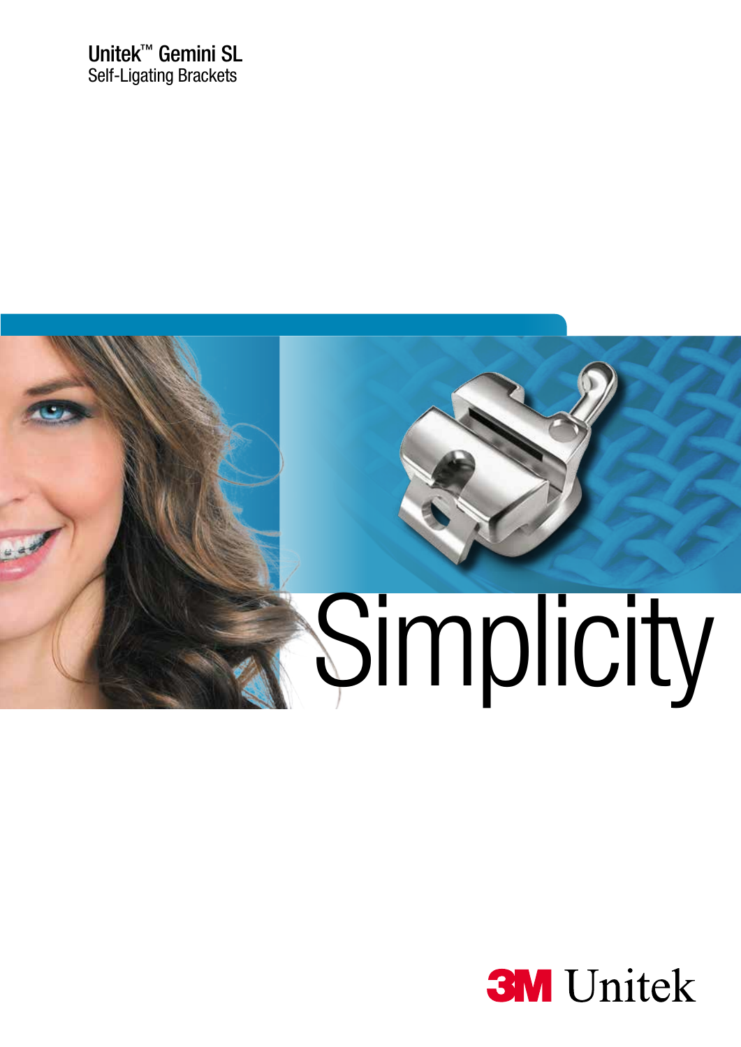# Unitek™ Gemini SL

Self-Ligating Brackets

Simplicity

3M Unitek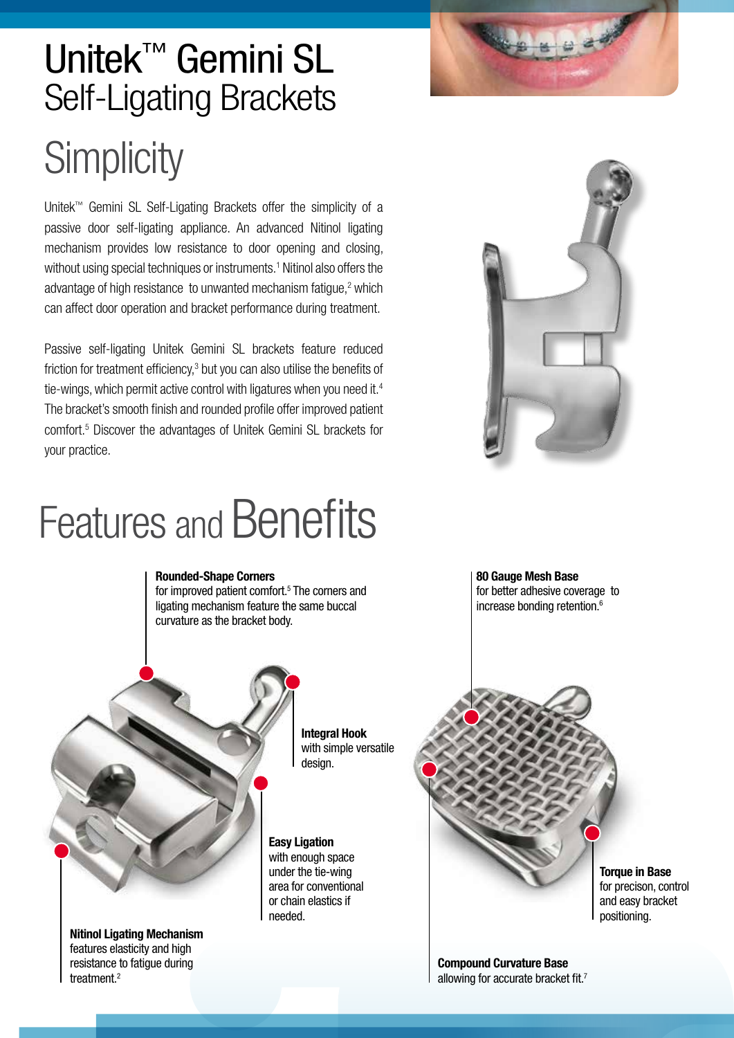# Unitek™ Gemini SL Self-Ligating Brackets

## Simplicity

Unitek™ Gemini SL Self-Ligating Brackets offer the simplicity of a passive door self-ligating appliance. An advanced Nitinol ligating mechanism provides low resistance to door opening and closing, without using special techniques or instruments.[1] Nitinol also offers the advantage of high resistance to unwanted mechanism fatigue,[2] which can affect door operation and bracket performance during treatment.

Passive self-ligating Unitek Gemini SL brackets feature reduced friction for treatment efficiency,[3] but you can also utilise the benefits of tie-wings, which permit active control with ligatures when you need it.[4] The bracket's smooth finish and rounded profile offer improved patient comfort.[5] Discover the advantages of Unitek Gemini SL brackets for your practice.

## Features and Benefits

**Rounded-Shape Corners**
for improved patient comfort.[5] The corners and ligating mechanism feature the same buccal curvature as the bracket body.

**Integral Hook**
with simple versatile design.

**Easy Ligation**
with enough space under the tie-wing area for conventional or chain elastics if needed.

**Nitinol Ligating Mechanism**
features elasticity and high resistance to fatigue during treatment.[2]

**80 Gauge Mesh Base**
for better adhesive coverage to increase bonding retention.[6]

**Torque in Base**
for precison, control and easy bracket positioning.

**Compound Curvature Base**
allowing for accurate bracket fit.[7]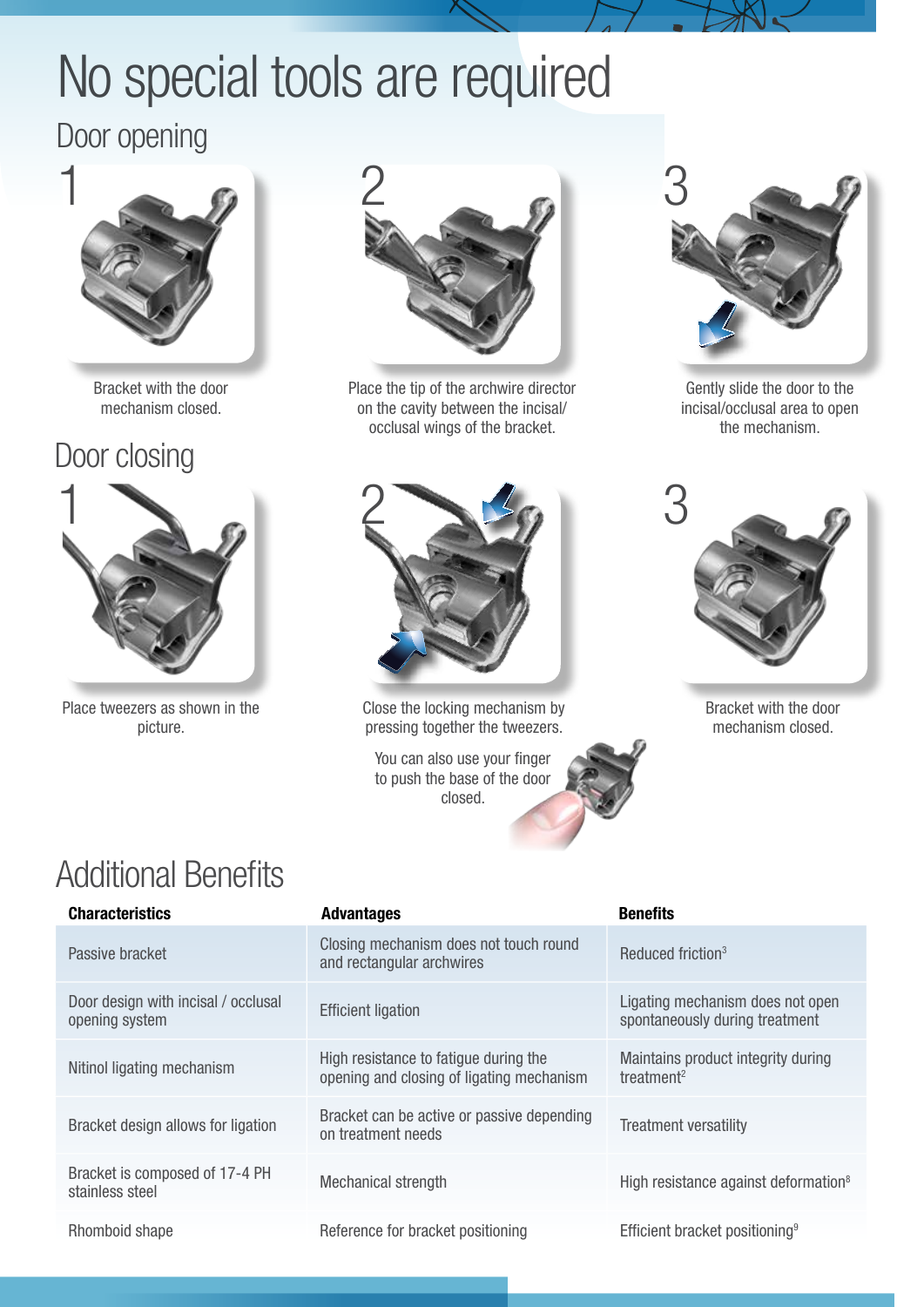# No special tools are required

## Door opening

1

Bracket with the door mechanism closed.

2

Place the tip of the archwire director on the cavity between the incisal/occlusal wings of the bracket.

3

Gently slide the door to the incisal/occlusal area to open the mechanism.

## Door closing

1

Place tweezers as shown in the picture.

2

Close the locking mechanism by pressing together the tweezers.

You can also use your finger to push the base of the door closed.

3

Bracket with the door mechanism closed.

# Additional Benefits

| Characteristics | Advantages | Benefits |
|---|---|---|
| Passive bracket | Closing mechanism does not touch round and rectangular archwires | Reduced friction[3] |
| Door design with incisal / occlusal opening system | Efficient ligation | Ligating mechanism does not open spontaneously during treatment |
| Nitinol ligating mechanism | High resistance to fatigue during the opening and closing of ligating mechanism | Maintains product integrity during treatment[2] |
| Bracket design allows for ligation | Bracket can be active or passive depending on treatment needs | Treatment versatility |
| Bracket is composed of 17-4 PH stainless steel | Mechanical strength | High resistance against deformation[8] |
| Rhomboid shape | Reference for bracket positioning | Efficient bracket positioning[9] |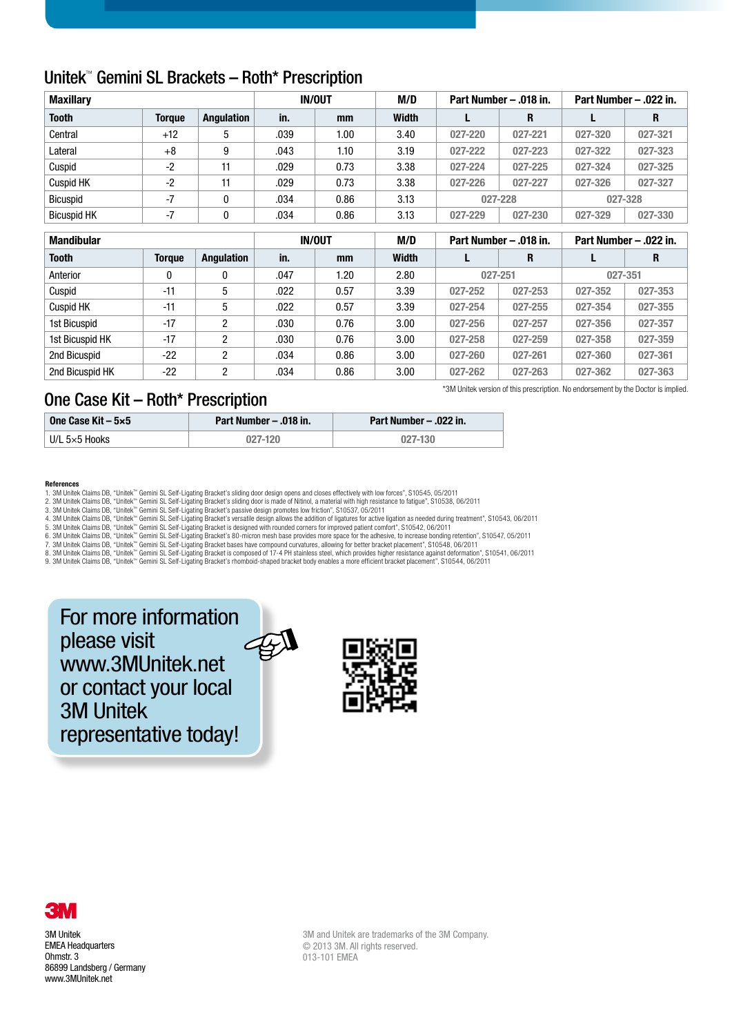## Unitek™ Gemini SL Brackets – Roth* Prescription

| Maxillary | | | IN/OUT | | M/D | Part Number – .018 in. | | Part Number – .022 in. | |
|---|---|---|---|---|---|---|---|---|---|
| **Tooth** | **Torque** | **Angulation** | **in.** | **mm** | **Width** | **L** | **R** | **L** | **R** |
| Central | +12 | 5 | .039 | 1.00 | 3.40 | 027-220 | 027-221 | 027-320 | 027-321 |
| Lateral | +8 | 9 | .043 | 1.10 | 3.19 | 027-222 | 027-223 | 027-322 | 027-323 |
| Cuspid | -2 | 11 | .029 | 0.73 | 3.38 | 027-224 | 027-225 | 027-324 | 027-325 |
| Cuspid HK | -2 | 11 | .029 | 0.73 | 3.38 | 027-226 | 027-227 | 027-326 | 027-327 |
| Bicuspid | -7 | 0 | .034 | 0.86 | 3.13 | 027-228 | | 027-328 | |
| Bicuspid HK | -7 | 0 | .034 | 0.86 | 3.13 | 027-229 | 027-230 | 027-329 | 027-330 |

| Mandibular | | | IN/OUT | | M/D | Part Number – .018 in. | | Part Number – .022 in. | |
|---|---|---|---|---|---|---|---|---|---|
| **Tooth** | **Torque** | **Angulation** | **in.** | **mm** | **Width** | **L** | **R** | **L** | **R** |
| Anterior | 0 | 0 | .047 | 1.20 | 2.80 | 027-251 | | 027-351 | |
| Cuspid | -11 | 5 | .022 | 0.57 | 3.39 | 027-252 | 027-253 | 027-352 | 027-353 |
| Cuspid HK | -11 | 5 | .022 | 0.57 | 3.39 | 027-254 | 027-255 | 027-354 | 027-355 |
| 1st Bicuspid | -17 | 2 | .030 | 0.76 | 3.00 | 027-256 | 027-257 | 027-356 | 027-357 |
| 1st Bicuspid HK | -17 | 2 | .030 | 0.76 | 3.00 | 027-258 | 027-259 | 027-358 | 027-359 |
| 2nd Bicuspid | -22 | 2 | .034 | 0.86 | 3.00 | 027-260 | 027-261 | 027-360 | 027-361 |
| 2nd Bicuspid HK | -22 | 2 | .034 | 0.86 | 3.00 | 027-262 | 027-263 | 027-362 | 027-363 |

*3M Unitek version of this prescription. No endorsement by the Doctor is implied.

## One Case Kit – Roth* Prescription

| One Case Kit – 5×5 | Part Number – .018 in. | Part Number – .022 in. |
|---|---|---|
| U/L 5×5 Hooks | 027-120 | 027-130 |

**References**

1. 3M Unitek Claims DB, "Unitek™ Gemini SL Self-Ligating Bracket's sliding door design opens and closes effectively with low forces", S10545, 05/2011
2. 3M Unitek Claims DB, "Unitek™ Gemini SL Self-Ligating Bracket's sliding door is made of Nitinol, a material with high resistance to fatigue", S10538, 06/2011
3. 3M Unitek Claims DB, "Unitek™ Gemini SL Self-Ligating Bracket's passive design promotes low friction", S10537, 05/2011
4. 3M Unitek Claims DB, "Unitek™ Gemini SL Self-Ligating Bracket's versatile design allows the addition of ligatures for active ligation as needed during treatment", S10543, 06/2011
5. 3M Unitek Claims DB, "Unitek™ Gemini SL Self-Ligating Bracket is designed with rounded corners for improved patient comfort", S10542, 06/2011
6. 3M Unitek Claims DB, "Unitek™ Gemini SL Self-Ligating Bracket's 80-micron mesh base provides more space for the adhesive, to increase bonding retention", S10547, 05/2011
7. 3M Unitek Claims DB, "Unitek™ Gemini SL Self-Ligating Bracket bases have compound curvatures, allowing for better bracket placement", S10548, 06/2011
8. 3M Unitek Claims DB, "Unitek™ Gemini SL Self-Ligating Bracket is composed of 17-4 PH stainless steel, which provides higher resistance against deformation", S10541, 06/2011
9. 3M Unitek Claims DB, "Unitek™ Gemini SL Self-Ligating Bracket's rhomboid-shaped bracket body enables a more efficient bracket placement", S10544, 06/2011

For more information please visit www.3MUnitek.net or contact your local 3M Unitek representative today!

3M

3M Unitek
EMEA Headquarters
Ohmstr. 3
86899 Landsberg / Germany
www.3MUnitek.net

3M and Unitek are trademarks of the 3M Company.
© 2013 3M. All rights reserved.
013-101 EMEA